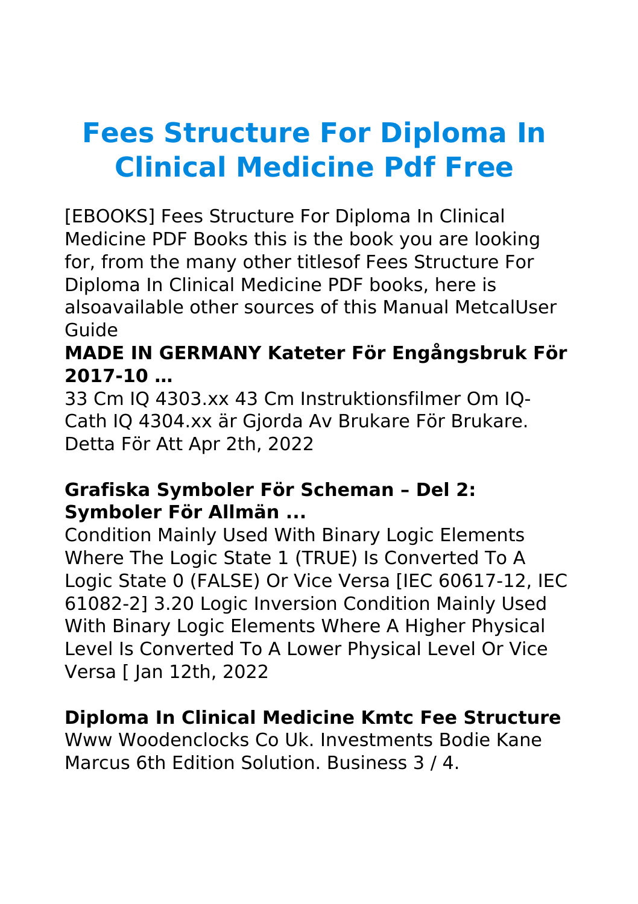# Fees Structure For Diploma In Clinical Medicine Pdf Free

[EBOOKS] Fees Structure For Diploma In Clinical Medicine PDF Books this is the book you are looking for, from the many other titlesof Fees Structure For Diploma In Clinical Medicine PDF books, here is alsoavailable other sources of this Manual MetcalUser Guide

### MADE IN GERMANY Kateter För Engångsbruk För 2017-10 …

33 Cm IQ 4303.xx 43 Cm Instruktionsfilmer Om IQ-Cath IQ 4304.xx är Gjorda Av Brukare För Brukare. Detta För Att Apr 2th, 2022

### Grafiska Symboler För Scheman – Del 2: Symboler För Allmän ...

Condition Mainly Used With Binary Logic Elements Where The Logic State 1 (TRUE) Is Converted To A Logic State 0 (FALSE) Or Vice Versa [IEC 60617-12, IEC 61082-2] 3.20 Logic Inversion Condition Mainly Used With Binary Logic Elements Where A Higher Physical Level Is Converted To A Lower Physical Level Or Vice Versa [ Jan 12th, 2022

### Diploma In Clinical Medicine Kmtc Fee Structure

Www Woodenclocks Co Uk. Investments Bodie Kane Marcus 6th Edition Solution. Business 3 / 4.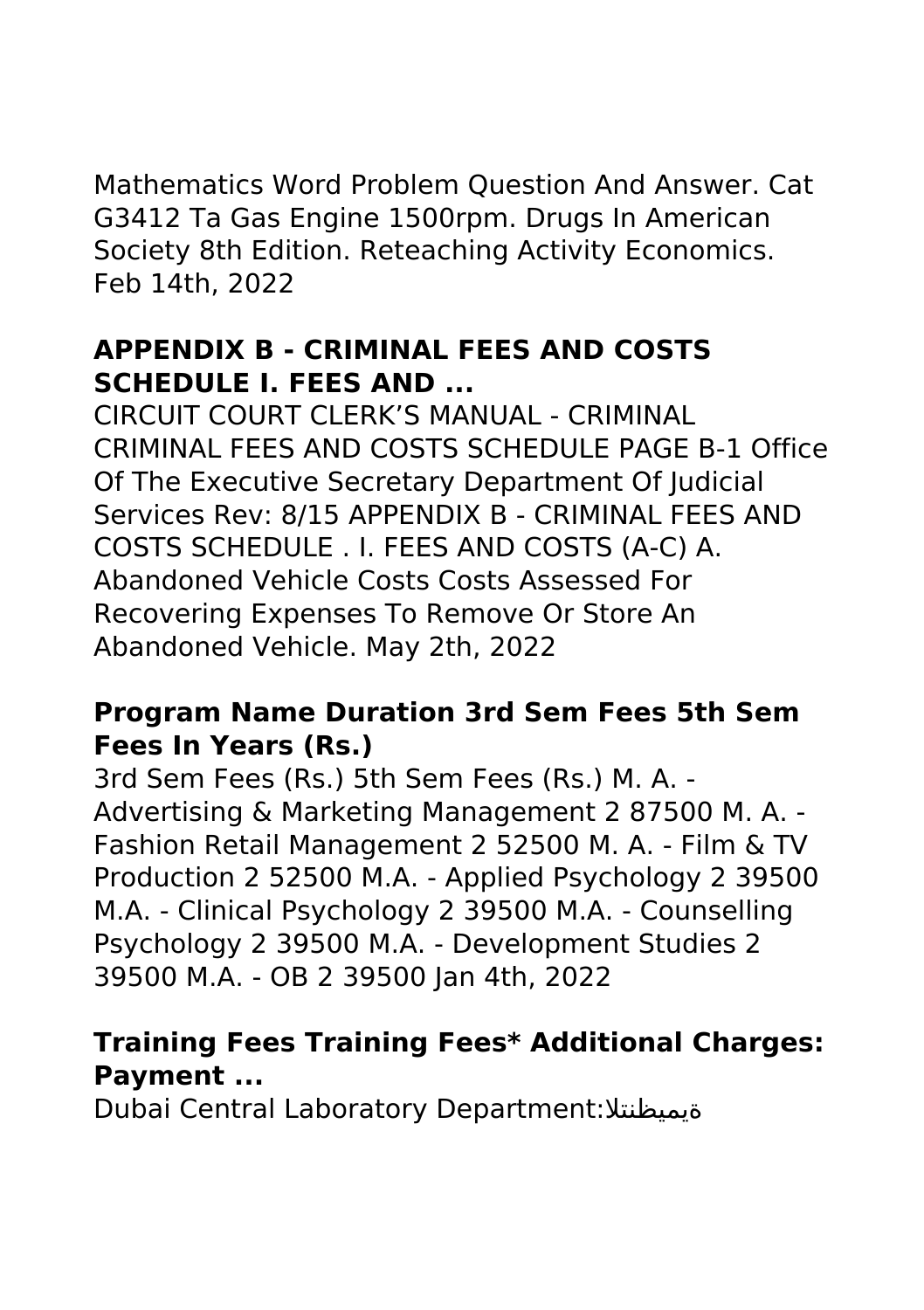Mathematics Word Problem Question And Answer. Cat G3412 Ta Gas Engine 1500rpm. Drugs In American Society 8th Edition. Reteaching Activity Economics. Feb 14th, 2022

### APPENDIX B - CRIMINAL FEES AND COSTS SCHEDULE I. FEES AND ...

CIRCUIT COURT CLERK'S MANUAL - CRIMINAL CRIMINAL FEES AND COSTS SCHEDULE PAGE B-1 Office Of The Executive Secretary Department Of Judicial Services Rev: 8/15 APPENDIX B - CRIMINAL FEES AND COSTS SCHEDULE . I. FEES AND COSTS (A-C) A. Abandoned Vehicle Costs Costs Assessed For Recovering Expenses To Remove Or Store An Abandoned Vehicle. May 2th, 2022

### Program Name Duration 3rd Sem Fees 5th Sem Fees In Years (Rs.)

3rd Sem Fees (Rs.) 5th Sem Fees (Rs.) M. A. - Advertising & Marketing Management 2 87500 M. A. - Fashion Retail Management 2 52500 M. A. - Film & TV Production 2 52500 M.A. - Applied Psychology 2 39500 M.A. - Clinical Psychology 2 39500 M.A. - Counselling Psychology 2 39500 M.A. - Development Studies 2 39500 M.A. - OB 2 39500 Jan 4th, 2022

### Training Fees Training Fees* Additional Charges: Payment ...

Dubai Central Laboratory Department:ةيميظنتلا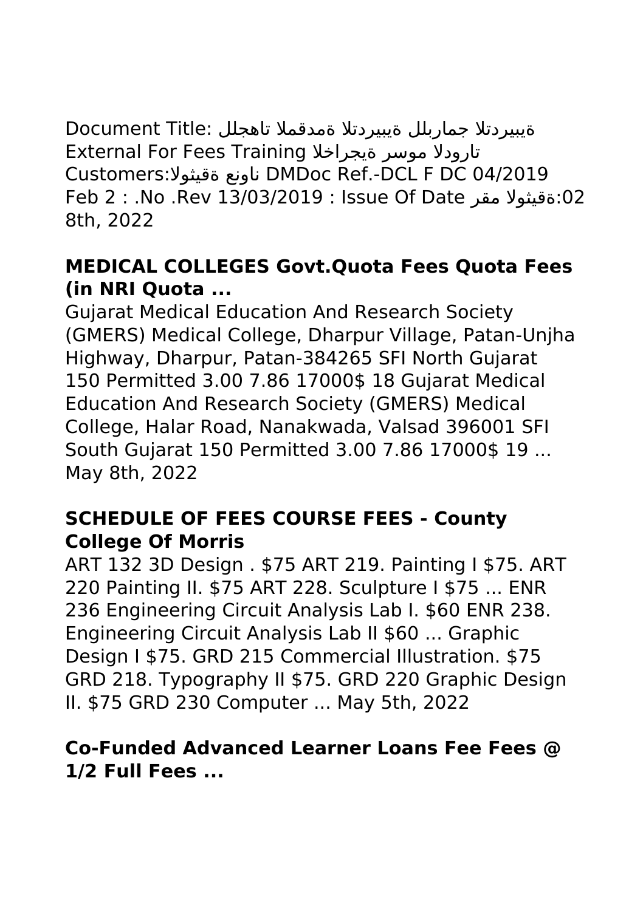Document Title: ةيبيردتلا جماربلل ةيبيردتلا ةمدقملا تاهجلل External For Fees Training تارودلا موسر ةيجراخلا Customers:ةقيثولا ناونع DMDoc Ref.-DCL F DC 04/2019 Feb 2 : .No .Rev 13/03/2019 : Issue Of Date ةقيثولا مقر:02 8th, 2022

## MEDICAL COLLEGES Govt.Quota Fees Quota Fees (in NRI Quota ...

Gujarat Medical Education And Research Society (GMERS) Medical College, Dharpur Village, Patan-Unjha Highway, Dharpur, Patan-384265 SFI North Gujarat 150 Permitted 3.00 7.86 17000$ 18 Gujarat Medical Education And Research Society (GMERS) Medical College, Halar Road, Nanakwada, Valsad 396001 SFI South Gujarat 150 Permitted 3.00 7.86 17000$ 19 ... May 8th, 2022

## SCHEDULE OF FEES COURSE FEES - County College Of Morris

ART 132 3D Design . $75 ART 219. Painting I $75. ART 220 Painting II. $75 ART 228. Sculpture I $75 ... ENR 236 Engineering Circuit Analysis Lab I. $60 ENR 238. Engineering Circuit Analysis Lab II $60 ... Graphic Design I $75. GRD 215 Commercial Illustration. $75 GRD 218. Typography II $75. GRD 220 Graphic Design II. $75 GRD 230 Computer ... May 5th, 2022

## Co-Funded Advanced Learner Loans Fee Fees @ 1/2 Full Fees ...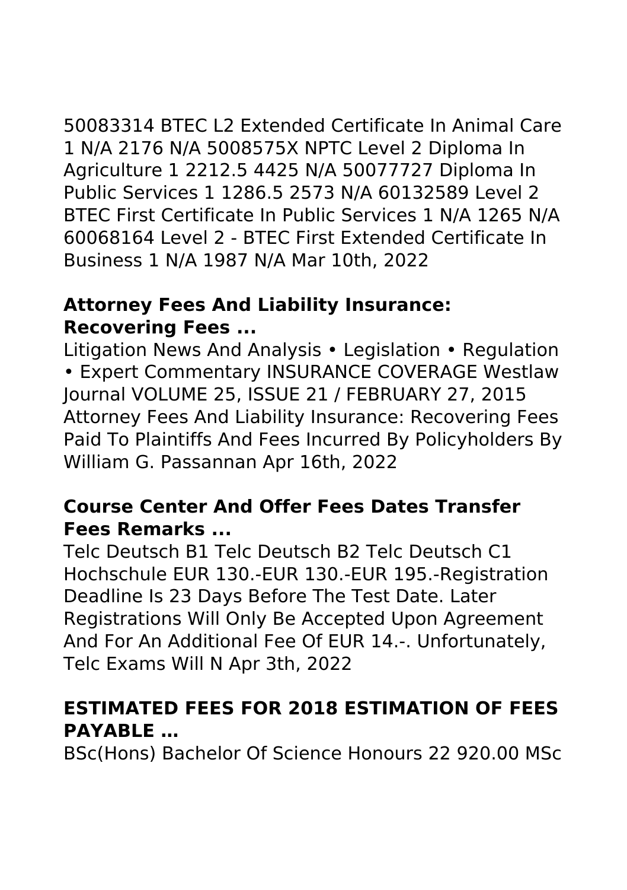50083314 BTEC L2 Extended Certificate In Animal Care 1 N/A 2176 N/A 5008575X NPTC Level 2 Diploma In Agriculture 1 2212.5 4425 N/A 50077727 Diploma In Public Services 1 1286.5 2573 N/A 60132589 Level 2 BTEC First Certificate In Public Services 1 N/A 1265 N/A 60068164 Level 2 - BTEC First Extended Certificate In Business 1 N/A 1987 N/A Mar 10th, 2022

### Attorney Fees And Liability Insurance: Recovering Fees ...

Litigation News And Analysis • Legislation • Regulation • Expert Commentary INSURANCE COVERAGE Westlaw Journal VOLUME 25, ISSUE 21 / FEBRUARY 27, 2015 Attorney Fees And Liability Insurance: Recovering Fees Paid To Plaintiffs And Fees Incurred By Policyholders By William G. Passannan Apr 16th, 2022

### Course Center And Offer Fees Dates Transfer Fees Remarks ...

Telc Deutsch B1 Telc Deutsch B2 Telc Deutsch C1 Hochschule EUR 130.-EUR 130.-EUR 195.-Registration Deadline Is 23 Days Before The Test Date. Later Registrations Will Only Be Accepted Upon Agreement And For An Additional Fee Of EUR 14.-. Unfortunately, Telc Exams Will N Apr 3th, 2022

### ESTIMATED FEES FOR 2018 ESTIMATION OF FEES PAYABLE …

BSc(Hons) Bachelor Of Science Honours 22 920.00 MSc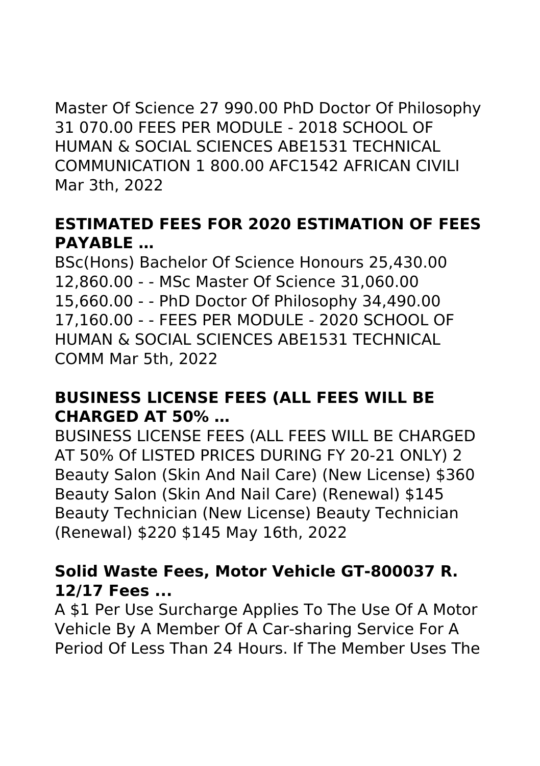Master Of Science 27 990.00 PhD Doctor Of Philosophy 31 070.00 FEES PER MODULE - 2018 SCHOOL OF HUMAN & SOCIAL SCIENCES ABE1531 TECHNICAL COMMUNICATION 1 800.00 AFC1542 AFRICAN CIVILI Mar 3th, 2022

### ESTIMATED FEES FOR 2020 ESTIMATION OF FEES PAYABLE …

BSc(Hons) Bachelor Of Science Honours 25,430.00 12,860.00 - - MSc Master Of Science 31,060.00 15,660.00 - - PhD Doctor Of Philosophy 34,490.00 17,160.00 - - FEES PER MODULE - 2020 SCHOOL OF HUMAN & SOCIAL SCIENCES ABE1531 TECHNICAL COMM Mar 5th, 2022

### BUSINESS LICENSE FEES (ALL FEES WILL BE CHARGED AT 50% …

BUSINESS LICENSE FEES (ALL FEES WILL BE CHARGED AT 50% Of LISTED PRICES DURING FY 20-21 ONLY) 2 Beauty Salon (Skin And Nail Care) (New License) $360 Beauty Salon (Skin And Nail Care) (Renewal) $145 Beauty Technician (New License) Beauty Technician (Renewal) $220 $145 May 16th, 2022

### Solid Waste Fees, Motor Vehicle GT-800037 R. 12/17 Fees ...

A $1 Per Use Surcharge Applies To The Use Of A Motor Vehicle By A Member Of A Car-sharing Service For A Period Of Less Than 24 Hours. If The Member Uses The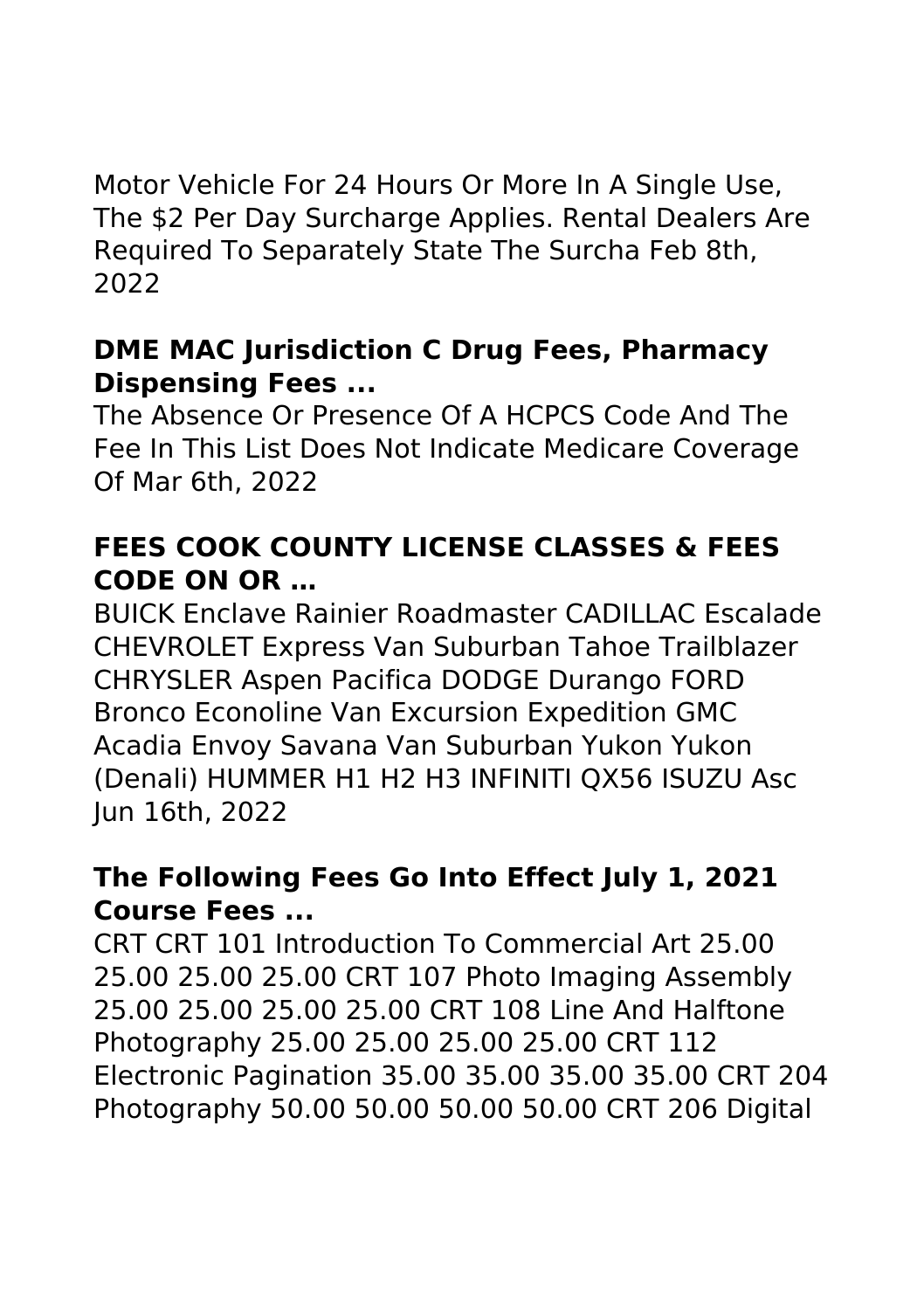Motor Vehicle For 24 Hours Or More In A Single Use, The $2 Per Day Surcharge Applies. Rental Dealers Are Required To Separately State The Surcha Feb 8th, 2022

### DME MAC Jurisdiction C Drug Fees, Pharmacy Dispensing Fees ...

The Absence Or Presence Of A HCPCS Code And The Fee In This List Does Not Indicate Medicare Coverage Of Mar 6th, 2022

### FEES COOK COUNTY LICENSE CLASSES & FEES CODE ON OR …

BUICK Enclave Rainier Roadmaster CADILLAC Escalade CHEVROLET Express Van Suburban Tahoe Trailblazer CHRYSLER Aspen Pacifica DODGE Durango FORD Bronco Econoline Van Excursion Expedition GMC Acadia Envoy Savana Van Suburban Yukon Yukon (Denali) HUMMER H1 H2 H3 INFINITI QX56 ISUZU Asc Jun 16th, 2022

### The Following Fees Go Into Effect July 1, 2021 Course Fees ...

CRT CRT 101 Introduction To Commercial Art 25.00 25.00 25.00 25.00 CRT 107 Photo Imaging Assembly 25.00 25.00 25.00 25.00 CRT 108 Line And Halftone Photography 25.00 25.00 25.00 25.00 CRT 112 Electronic Pagination 35.00 35.00 35.00 35.00 CRT 204 Photography 50.00 50.00 50.00 50.00 CRT 206 Digital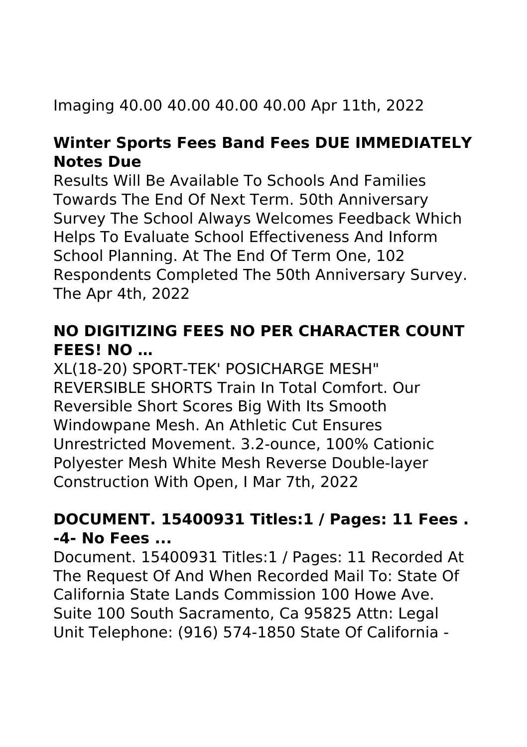Imaging 40.00 40.00 40.00 40.00 Apr 11th, 2022

### Winter Sports Fees Band Fees DUE IMMEDIATELY Notes Due

Results Will Be Available To Schools And Families Towards The End Of Next Term. 50th Anniversary Survey The School Always Welcomes Feedback Which Helps To Evaluate School Effectiveness And Inform School Planning. At The End Of Term One, 102 Respondents Completed The 50th Anniversary Survey. The Apr 4th, 2022

### NO DIGITIZING FEES NO PER CHARACTER COUNT FEES! NO …

XL(18-20) SPORT-TEK' POSICHARGE MESH" REVERSIBLE SHORTS Train In Total Comfort. Our Reversible Short Scores Big With Its Smooth Windowpane Mesh. An Athletic Cut Ensures Unrestricted Movement. 3.2-ounce, 100% Cationic Polyester Mesh White Mesh Reverse Double-layer Construction With Open, I Mar 7th, 2022

### DOCUMENT. 15400931 Titles:1 / Pages: 11 Fees . -4- No Fees ...

Document. 15400931 Titles:1 / Pages: 11 Recorded At The Request Of And When Recorded Mail To: State Of California State Lands Commission 100 Howe Ave. Suite 100 South Sacramento, Ca 95825 Attn: Legal Unit Telephone: (916) 574-1850 State Of California -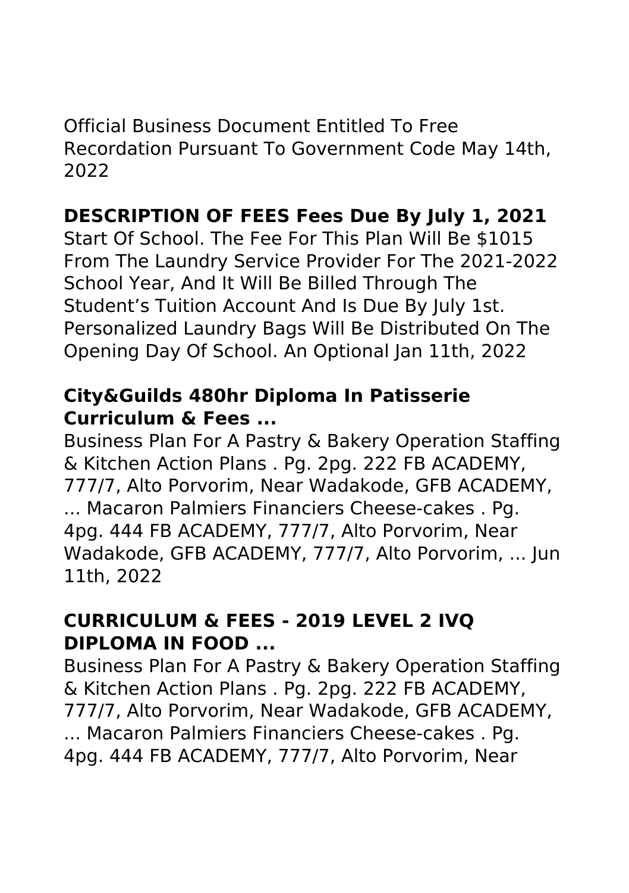Official Business Document Entitled To Free Recordation Pursuant To Government Code May 14th, 2022

## DESCRIPTION OF FEES Fees Due By July 1, 2021

Start Of School. The Fee For This Plan Will Be $1015 From The Laundry Service Provider For The 2021-2022 School Year, And It Will Be Billed Through The Student's Tuition Account And Is Due By July 1st. Personalized Laundry Bags Will Be Distributed On The Opening Day Of School. An Optional Jan 11th, 2022

## City&Guilds 480hr Diploma In Patisserie Curriculum & Fees ...

Business Plan For A Pastry & Bakery Operation Staffing & Kitchen Action Plans . Pg. 2pg. 222 FB ACADEMY, 777/7, Alto Porvorim, Near Wadakode, GFB ACADEMY, ... Macaron Palmiers Financiers Cheese-cakes . Pg. 4pg. 444 FB ACADEMY, 777/7, Alto Porvorim, Near Wadakode, GFB ACADEMY, 777/7, Alto Porvorim, ... Jun 11th, 2022

## CURRICULUM & FEES - 2019 LEVEL 2 IVQ DIPLOMA IN FOOD ...

Business Plan For A Pastry & Bakery Operation Staffing & Kitchen Action Plans . Pg. 2pg. 222 FB ACADEMY, 777/7, Alto Porvorim, Near Wadakode, GFB ACADEMY, ... Macaron Palmiers Financiers Cheese-cakes . Pg. 4pg. 444 FB ACADEMY, 777/7, Alto Porvorim, Near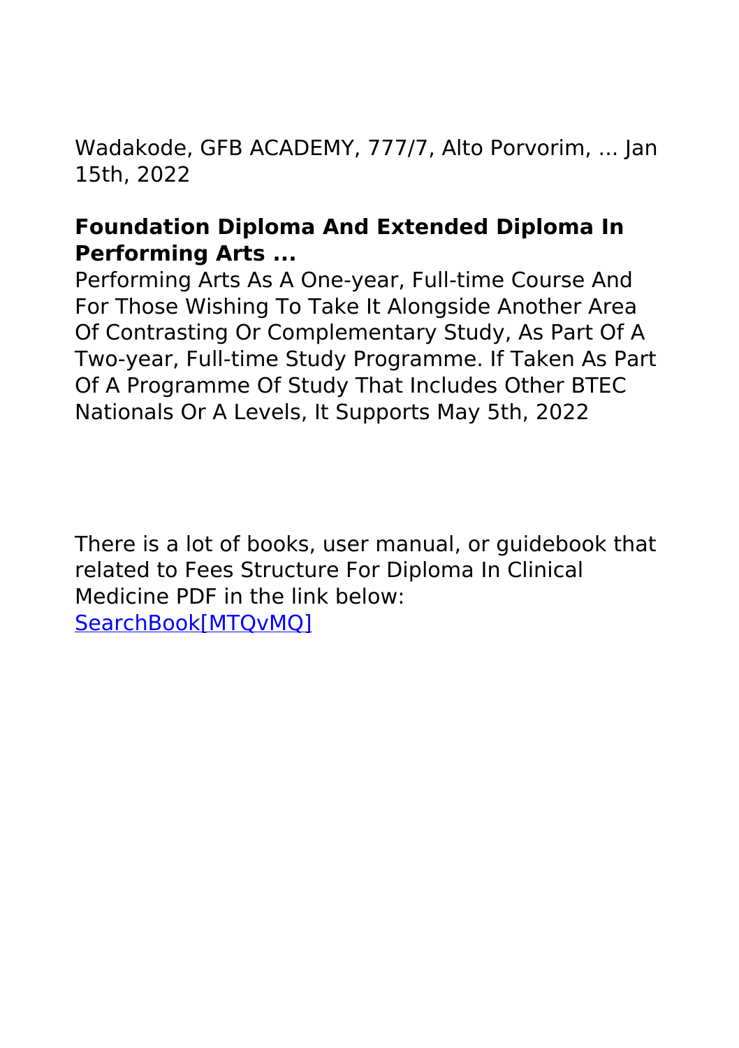Wadakode, GFB ACADEMY, 777/7, Alto Porvorim, ... Jan 15th, 2022

**Foundation Diploma And Extended Diploma In Performing Arts ...**
Performing Arts As A One-year, Full-time Course And For Those Wishing To Take It Alongside Another Area Of Contrasting Or Complementary Study, As Part Of A Two-year, Full-time Study Programme. If Taken As Part Of A Programme Of Study That Includes Other BTEC Nationals Or A Levels, It Supports May 5th, 2022

There is a lot of books, user manual, or guidebook that related to Fees Structure For Diploma In Clinical Medicine PDF in the link below:
SearchBook[MTQvMQ]